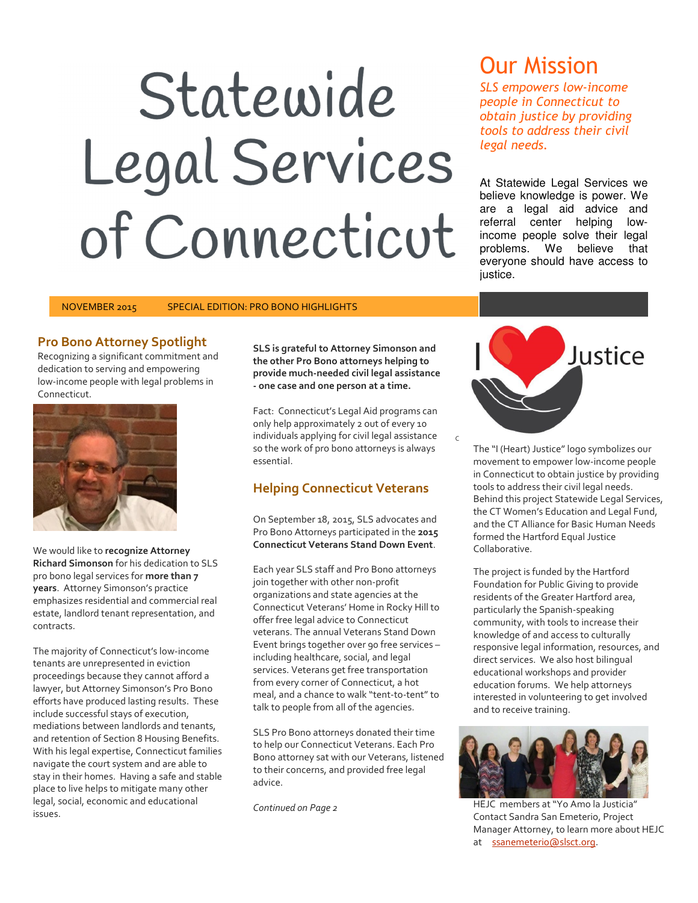# Statewide Legal Services of Connecticut

## Our Mission

*SLS empowers low-income people in Connecticut to obtain justice by providing tools to address their civil legal needs.*

At Statewide Legal Services we believe knowledge is power. We are a legal aid advice and referral center helping low-income people solve their legal problems. We believe that everyone should have access to justice.

NOVEMBER 2015 SPECIAL EDITION: PRO BONO HIGHLIGHTS

## Pro Bono Attorney Spotlight

Recognizing a significant commitment and dedication to serving and empowering low-income people with legal problems in Connecticut.

We would like to **recognize Attorney Richard Simonson** for his dedication to SLS pro bono legal services for **more than 7 years**. Attorney Simonson's practice emphasizes residential and commercial real estate, landlord tenant representation, and contracts.

The majority of Connecticut's low-income tenants are unrepresented in eviction proceedings because they cannot afford a lawyer, but Attorney Simonson's Pro Bono efforts have produced lasting results. These include successful stays of execution, mediations between landlords and tenants, and retention of Section 8 Housing Benefits. With his legal expertise, Connecticut families navigate the court system and are able to stay in their homes. Having a safe and stable place to live helps to mitigate many other legal, social, economic and educational issues.

**SLS is grateful to Attorney Simonson and the other Pro Bono attorneys helping to provide much-needed civil legal assistance - one case and one person at a time.**

Fact: Connecticut's Legal Aid programs can only help approximately 2 out of every 10 individuals applying for civil legal assistance so the work of pro bono attorneys is always essential.

## Helping Connecticut Veterans

On September 18, 2015, SLS advocates and Pro Bono Attorneys participated in the **2015 Connecticut Veterans Stand Down Event**.

Each year SLS staff and Pro Bono attorneys join together with other non-profit organizations and state agencies at the Connecticut Veterans' Home in Rocky Hill to offer free legal advice to Connecticut veterans. The annual Veterans Stand Down Event brings together over 90 free services – including healthcare, social, and legal services. Veterans get free transportation from every corner of Connecticut, a hot meal, and a chance to walk "tent-to-tent" to talk to people from all of the agencies.

SLS Pro Bono attorneys donated their time to help our Connecticut Veterans. Each Pro Bono attorney sat with our Veterans, listened to their concerns, and provided free legal advice.

*Continued on Page 2*

I Justice

The "I (Heart) Justice" logo symbolizes our movement to empower low-income people in Connecticut to obtain justice by providing tools to address their civil legal needs. Behind this project Statewide Legal Services, the CT Women's Education and Legal Fund, and the CT Alliance for Basic Human Needs formed the Hartford Equal Justice Collaborative.

The project is funded by the Hartford Foundation for Public Giving to provide residents of the Greater Hartford area, particularly the Spanish-speaking community, with tools to increase their knowledge of and access to culturally responsive legal information, resources, and direct services. We also host bilingual educational workshops and provider education forums. We help attorneys interested in volunteering to get involved and to receive training.

HEJC members at "Yo Amo la Justicia"

Contact Sandra San Emeterio, Project Manager Attorney, to learn more about HEJC at ssanemeterio@slsct.org.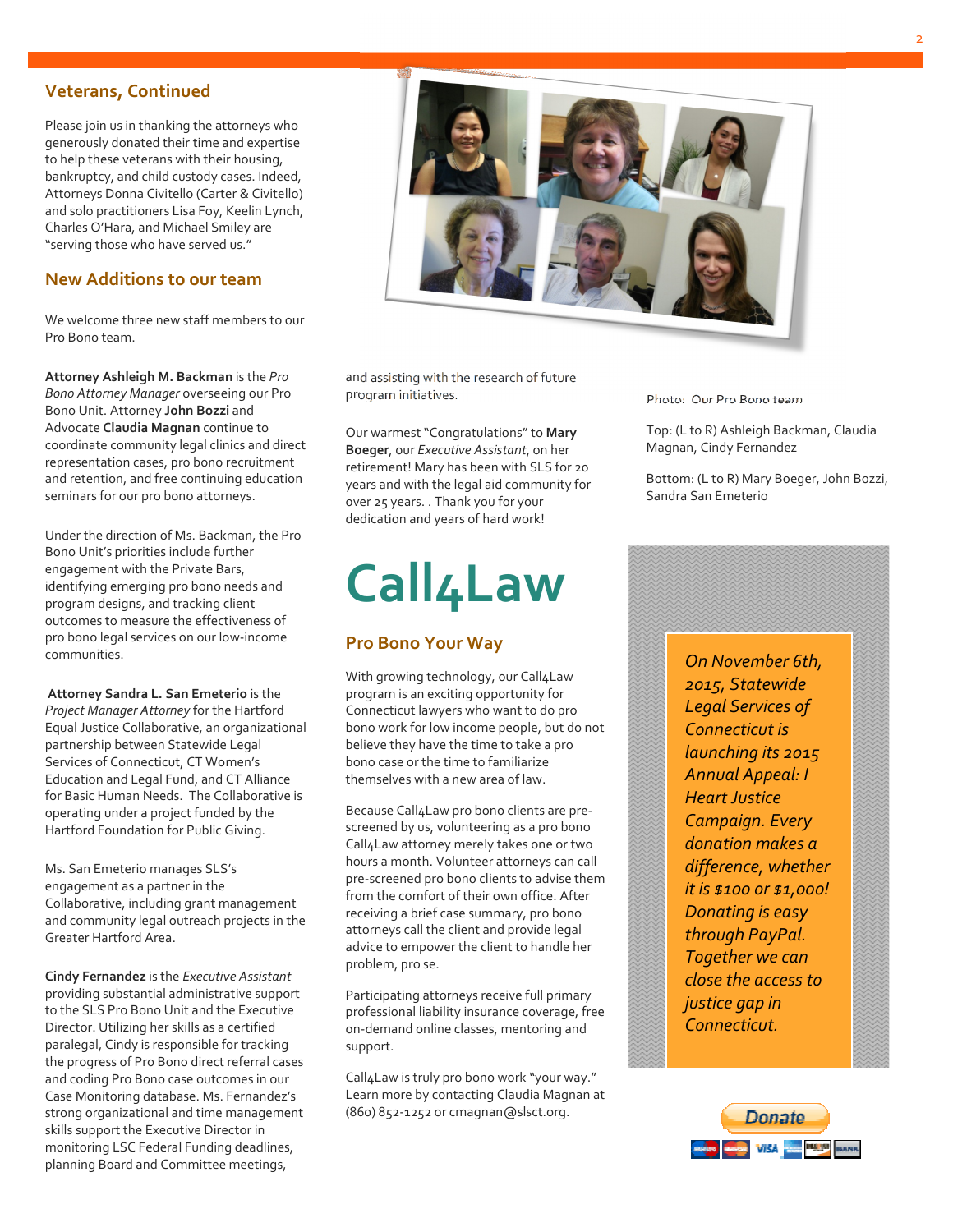## Veterans, Continued

Please join us in thanking the attorneys who generously donated their time and expertise to help these veterans with their housing, bankruptcy, and child custody cases. Indeed, Attorneys Donna Civitello (Carter & Civitello) and solo practitioners Lisa Foy, Keelin Lynch, Charles O'Hara, and Michael Smiley are "serving those who have served us."

## New Additions to our team

We welcome three new staff members to our Pro Bono team.

**Attorney Ashleigh M. Backman** is the *Pro Bono Attorney Manager* overseeing our Pro Bono Unit. Attorney **John Bozzi** and Advocate **Claudia Magnan** continue to coordinate community legal clinics and direct representation cases, pro bono recruitment and retention, and free continuing education seminars for our pro bono attorneys.

Under the direction of Ms. Backman, the Pro Bono Unit's priorities include further engagement with the Private Bars, identifying emerging pro bono needs and program designs, and tracking client outcomes to measure the effectiveness of pro bono legal services on our low-income communities.

**Attorney Sandra L. San Emeterio** is the *Project Manager Attorney* for the Hartford Equal Justice Collaborative, an organizational partnership between Statewide Legal Services of Connecticut, CT Women's Education and Legal Fund, and CT Alliance for Basic Human Needs. The Collaborative is operating under a project funded by the Hartford Foundation for Public Giving.

Ms. San Emeterio manages SLS's engagement as a partner in the Collaborative, including grant management and community legal outreach projects in the Greater Hartford Area.

**Cindy Fernandez** is the *Executive Assistant* providing substantial administrative support to the SLS Pro Bono Unit and the Executive Director. Utilizing her skills as a certified paralegal, Cindy is responsible for tracking the progress of Pro Bono direct referral cases and coding Pro Bono case outcomes in our Case Monitoring database. Ms. Fernandez's strong organizational and time management skills support the Executive Director in monitoring LSC Federal Funding deadlines, planning Board and Committee meetings, and assisting with the research of future program initiatives.

Our warmest "Congratulations" to **Mary Boeger**, our *Executive Assistant*, on her retirement! Mary has been with SLS for 20 years and with the legal aid community for over 25 years. . Thank you for your dedication and years of hard work!

Photo: Our Pro Bono team

Top: (L to R) Ashleigh Backman, Claudia Magnan, Cindy Fernandez

Bottom: (L to R) Mary Boeger, John Bozzi, Sandra San Emeterio

# Call4Law

## Pro Bono Your Way

With growing technology, our Call4Law program is an exciting opportunity for Connecticut lawyers who want to do pro bono work for low income people, but do not believe they have the time to take a pro bono case or the time to familiarize themselves with a new area of law.

Because Call4Law pro bono clients are pre-screened by us, volunteering as a pro bono Call4Law attorney merely takes one or two hours a month. Volunteer attorneys can call pre-screened pro bono clients to advise them from the comfort of their own office. After receiving a brief case summary, pro bono attorneys call the client and provide legal advice to empower the client to handle her problem, pro se.

Participating attorneys receive full primary professional liability insurance coverage, free on-demand online classes, mentoring and support.

Call4Law is truly pro bono work "your way." Learn more by contacting Claudia Magnan at (860) 852-1252 or cmagnan@slsct.org.

*On November 6th, 2015, Statewide Legal Services of Connecticut is launching its 2015 Annual Appeal: I Heart Justice Campaign. Every donation makes a difference, whether it is $100 or $1,000! Donating is easy through PayPal. Together we can close the access to justice gap in Connecticut.*

Donate